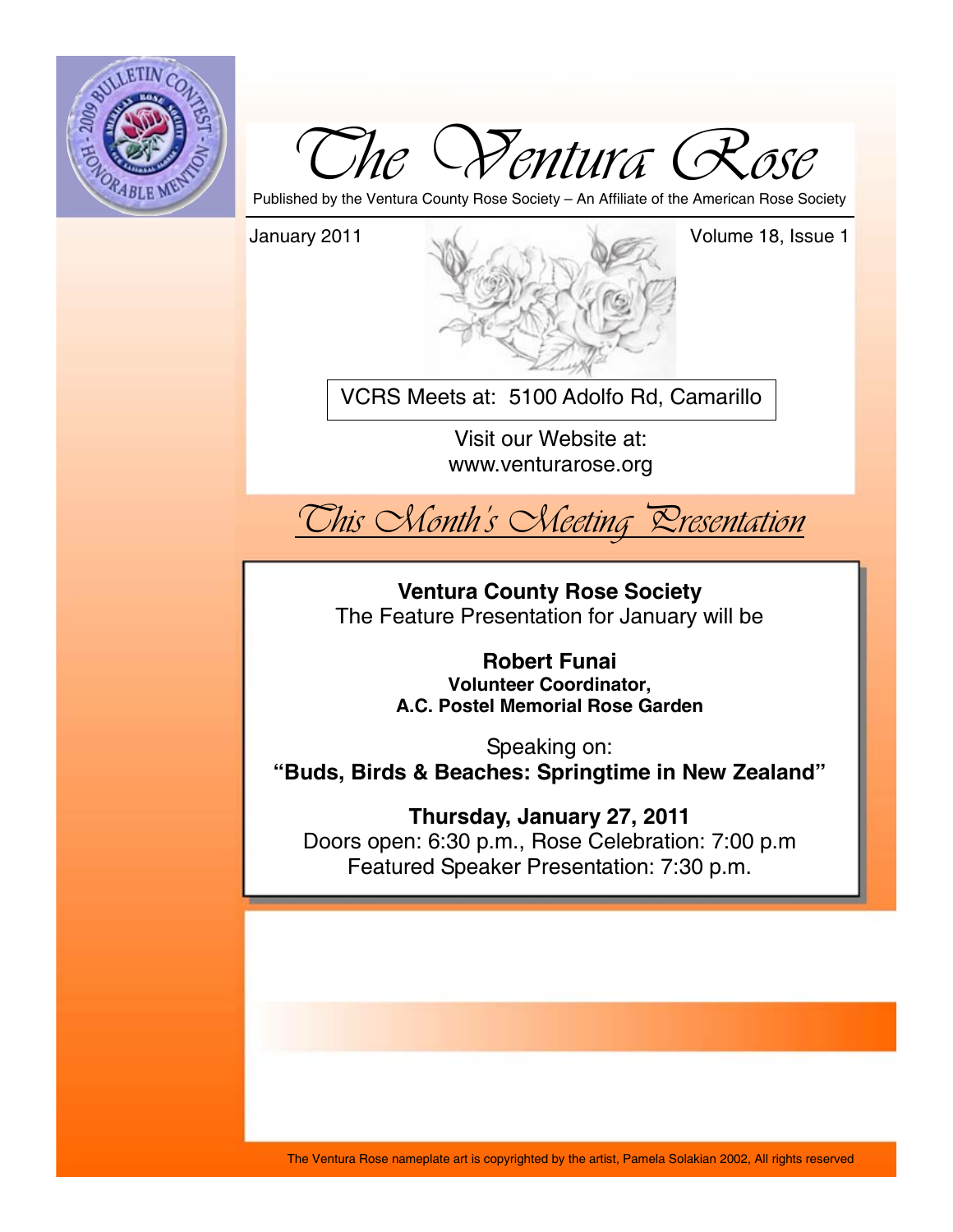# The Ventura Rose

Published by the Ventura County Rose Society – An Affiliate of the American Rose Society

January 2011

Volume 18, Issue 1

VCRS Meets at: 5100 Adolfo Rd, Camarillo

Visit our Website at:
www.venturarose.org

## *This Month's Meeting Presentation*

**Ventura County Rose Society**
The Feature Presentation for January will be

**Robert Funai**
**Volunteer Coordinator,**
**A.C. Postel Memorial Rose Garden**

Speaking on:
**"Buds, Birds & Beaches: Springtime in New Zealand"**

**Thursday, January 27, 2011**
Doors open: 6:30 p.m., Rose Celebration: 7:00 p.m
Featured Speaker Presentation: 7:30 p.m.

The Ventura Rose nameplate art is copyrighted by the artist, Pamela Solakian 2002, All rights reserved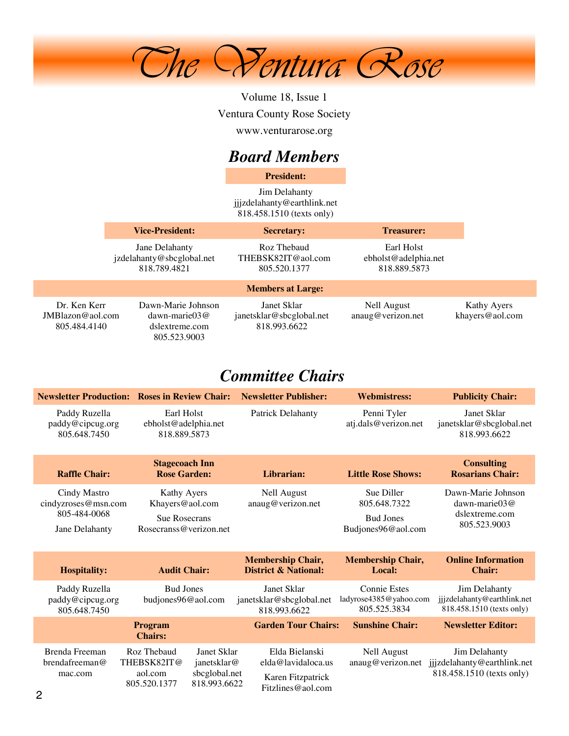# The Ventura Rose

Volume 18, Issue 1

Ventura County Rose Society

www.venturarose.org

## Board Members

**President:**

Jim Delahanty
jjjzdelahanty@earthlink.net
818.458.1510 (texts only)

| Vice-President: | Secretary: | Treasurer: |
|---|---|---|
| Jane Delahanty<br>jzdelahanty@sbcglobal.net<br>818.789.4821 | Roz Thebaud<br>THEBSK82IT@aol.com<br>805.520.1377 | Earl Holst<br>ebholst@adelphia.net<br>818.889.5873 |

**Members at Large:**

| | | | | |
|---|---|---|---|---|
| Dr. Ken Kerr<br>JMBlazon@aol.com<br>805.484.4140 | Dawn-Marie Johnson<br>dawn-marie03@dslextreme.com<br>805.523.9003 | Janet Sklar<br>janetsklar@sbcglobal.net<br>818.993.6622 | Nell August<br>anaug@verizon.net | Kathy Ayers<br>khayers@aol.com |

## Committee Chairs

| Newsletter Production: | Roses in Review Chair: | Newsletter Publisher: | Webmistress: | Publicity Chair: |
|---|---|---|---|---|
| Paddy Ruzella<br>paddy@cipcug.org<br>805.648.7450 | Earl Holst<br>ebholst@adelphia.net<br>818.889.5873 | Patrick Delahanty | Penni Tyler<br>atj.dals@verizon.net | Janet Sklar<br>janetsklar@sbcglobal.net<br>818.993.6622 |

| Raffle Chair: | Stagecoach Inn Rose Garden: | Librarian: | Little Rose Shows: | Consulting Rosarians Chair: |
|---|---|---|---|---|
| Cindy Mastro<br>cindyzroses@msn.com<br>805-484-0068<br>Jane Delahanty | Kathy Ayers<br>Khayers@aol.com<br>Sue Rosecrans<br>Rosecranss@verizon.net | Nell August<br>anaug@verizon.net | Sue Diller<br>805.648.7322<br>Bud Jones<br>Budjones96@aol.com | Dawn-Marie Johnson<br>dawn-marie03@dslextreme.com<br>805.523.9003 |

| Hospitality: | Audit Chair: | Membership Chair, District & National: | Membership Chair, Local: | Online Information Chair: |
|---|---|---|---|---|
| Paddy Ruzella<br>paddy@cipcug.org<br>805.648.7450 | Bud Jones<br>budjones96@aol.com | Janet Sklar<br>janetsklar@sbcglobal.net<br>818.993.6622 | Connie Estes<br>ladyrose4385@yahoo.com<br>805.525.3834 | Jim Delahanty<br>jjjzdelahanty@earthlink.net<br>818.458.1510 (texts only) |

| Program Chairs: | | | Garden Tour Chairs: | Sunshine Chair: | Newsletter Editor: |
|---|---|---|---|---|---|
| Brenda Freeman<br>brendafreeman@mac.com | Roz Thebaud<br>THEBSK82IT@aol.com<br>805.520.1377 | Janet Sklar<br>janetsklar@sbcglobal.net<br>818.993.6622 | Elda Bielanski<br>elda@lavidaloca.us<br>Karen Fitzpatrick<br>Fitzlines@aol.com | Nell August<br>anaug@verizon.net | Jim Delahanty<br>jjjzdelahanty@earthlink.net<br>818.458.1510 (texts only) |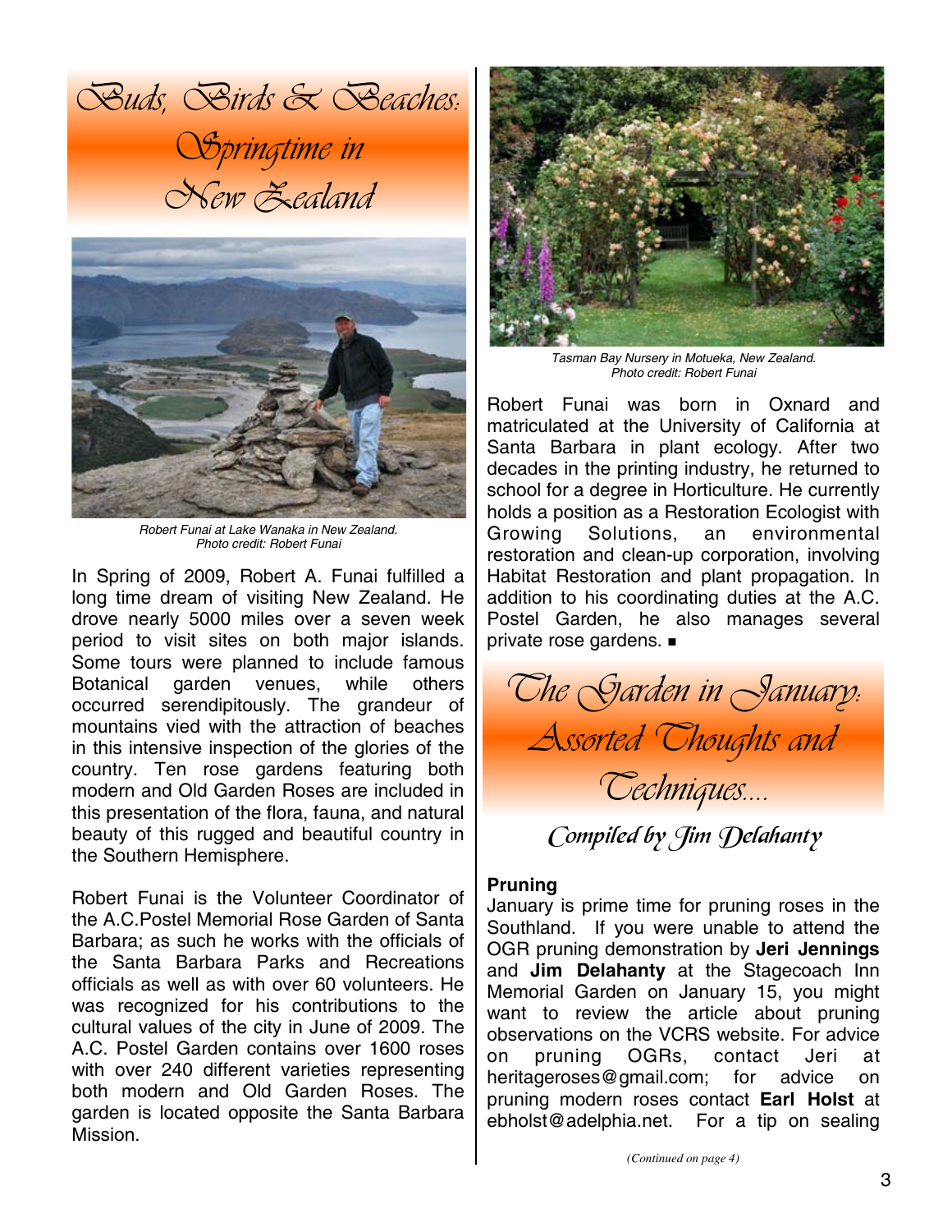# Buds, Birds & Beaches: Springtime in New Zealand

Robert Funai at Lake Wanaka in New Zealand.
Photo credit: Robert Funai

In Spring of 2009, Robert A. Funai fulfilled a long time dream of visiting New Zealand. He drove nearly 5000 miles over a seven week period to visit sites on both major islands. Some tours were planned to include famous Botanical garden venues, while others occurred serendipitously. The grandeur of mountains vied with the attraction of beaches in this intensive inspection of the glories of the country. Ten rose gardens featuring both modern and Old Garden Roses are included in this presentation of the flora, fauna, and natural beauty of this rugged and beautiful country in the Southern Hemisphere.

Robert Funai is the Volunteer Coordinator of the A.C.Postel Memorial Rose Garden of Santa Barbara; as such he works with the officials of the Santa Barbara Parks and Recreations officials as well as with over 60 volunteers. He was recognized for his contributions to the cultural values of the city in June of 2009. The A.C. Postel Garden contains over 1600 roses with over 240 different varieties representing both modern and Old Garden Roses. The garden is located opposite the Santa Barbara Mission.

Tasman Bay Nursery in Motueka, New Zealand.
Photo credit: Robert Funai

Robert Funai was born in Oxnard and matriculated at the University of California at Santa Barbara in plant ecology. After two decades in the printing industry, he returned to school for a degree in Horticulture. He currently holds a position as a Restoration Ecologist with Growing Solutions, an environmental restoration and clean-up corporation, involving Habitat Restoration and plant propagation. In addition to his coordinating duties at the A.C. Postel Garden, he also manages several private rose gardens. ■

# The Garden in January: Assorted Thoughts and Techniques....

*Compiled by Jim Delahanty*

**Pruning**

January is prime time for pruning roses in the Southland. If you were unable to attend the OGR pruning demonstration by **Jeri Jennings** and **Jim Delahanty** at the Stagecoach Inn Memorial Garden on January 15, you might want to review the article about pruning observations on the VCRS website. For advice on pruning OGRs, contact Jeri at heritageroses@gmail.com; for advice on pruning modern roses contact **Earl Holst** at ebholst@adelphia.net. For a tip on sealing

*(Continued on page 4)*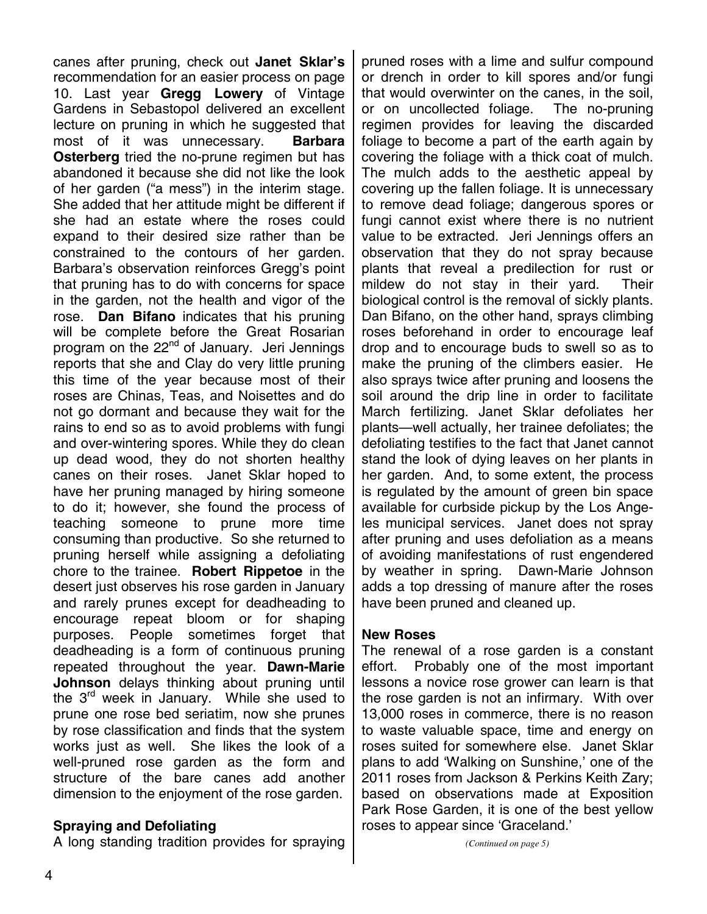canes after pruning, check out **Janet Sklar's** recommendation for an easier process on page 10. Last year **Gregg Lowery** of Vintage Gardens in Sebastopol delivered an excellent lecture on pruning in which he suggested that most of it was unnecessary. **Barbara Osterberg** tried the no-prune regimen but has abandoned it because she did not like the look of her garden ("a mess") in the interim stage. She added that her attitude might be different if she had an estate where the roses could expand to their desired size rather than be constrained to the contours of her garden. Barbara's observation reinforces Gregg's point that pruning has to do with concerns for space in the garden, not the health and vigor of the rose. **Dan Bifano** indicates that his pruning will be complete before the Great Rosarian program on the 22nd of January. Jeri Jennings reports that she and Clay do very little pruning this time of the year because most of their roses are Chinas, Teas, and Noisettes and do not go dormant and because they wait for the rains to end so as to avoid problems with fungi and over-wintering spores. While they do clean up dead wood, they do not shorten healthy canes on their roses. Janet Sklar hoped to have her pruning managed by hiring someone to do it; however, she found the process of teaching someone to prune more time consuming than productive. So she returned to pruning herself while assigning a defoliating chore to the trainee. **Robert Rippetoe** in the desert just observes his rose garden in January and rarely prunes except for deadheading to encourage repeat bloom or for shaping purposes. People sometimes forget that deadheading is a form of continuous pruning repeated throughout the year. **Dawn-Marie Johnson** delays thinking about pruning until the 3rd week in January. While she used to prune one rose bed seriatim, now she prunes by rose classification and finds that the system works just as well. She likes the look of a well-pruned rose garden as the form and structure of the bare canes add another dimension to the enjoyment of the rose garden.

**Spraying and Defoliating**

A long standing tradition provides for spraying pruned roses with a lime and sulfur compound or drench in order to kill spores and/or fungi that would overwinter on the canes, in the soil, or on uncollected foliage. The no-pruning regimen provides for leaving the discarded foliage to become a part of the earth again by covering the foliage with a thick coat of mulch. The mulch adds to the aesthetic appeal by covering up the fallen foliage. It is unnecessary to remove dead foliage; dangerous spores or fungi cannot exist where there is no nutrient value to be extracted. Jeri Jennings offers an observation that they do not spray because plants that reveal a predilection for rust or mildew do not stay in their yard. Their biological control is the removal of sickly plants. Dan Bifano, on the other hand, sprays climbing roses beforehand in order to encourage leaf drop and to encourage buds to swell so as to make the pruning of the climbers easier. He also sprays twice after pruning and loosens the soil around the drip line in order to facilitate March fertilizing. Janet Sklar defoliates her plants—well actually, her trainee defoliates; the defoliating testifies to the fact that Janet cannot stand the look of dying leaves on her plants in her garden. And, to some extent, the process is regulated by the amount of green bin space available for curbside pickup by the Los Angeles municipal services. Janet does not spray after pruning and uses defoliation as a means of avoiding manifestations of rust engendered by weather in spring. Dawn-Marie Johnson adds a top dressing of manure after the roses have been pruned and cleaned up.

**New Roses**

The renewal of a rose garden is a constant effort. Probably one of the most important lessons a novice rose grower can learn is that the rose garden is not an infirmary. With over 13,000 roses in commerce, there is no reason to waste valuable space, time and energy on roses suited for somewhere else. Janet Sklar plans to add 'Walking on Sunshine,' one of the 2011 roses from Jackson & Perkins Keith Zary; based on observations made at Exposition Park Rose Garden, it is one of the best yellow roses to appear since 'Graceland.'

*(Continued on page 5)*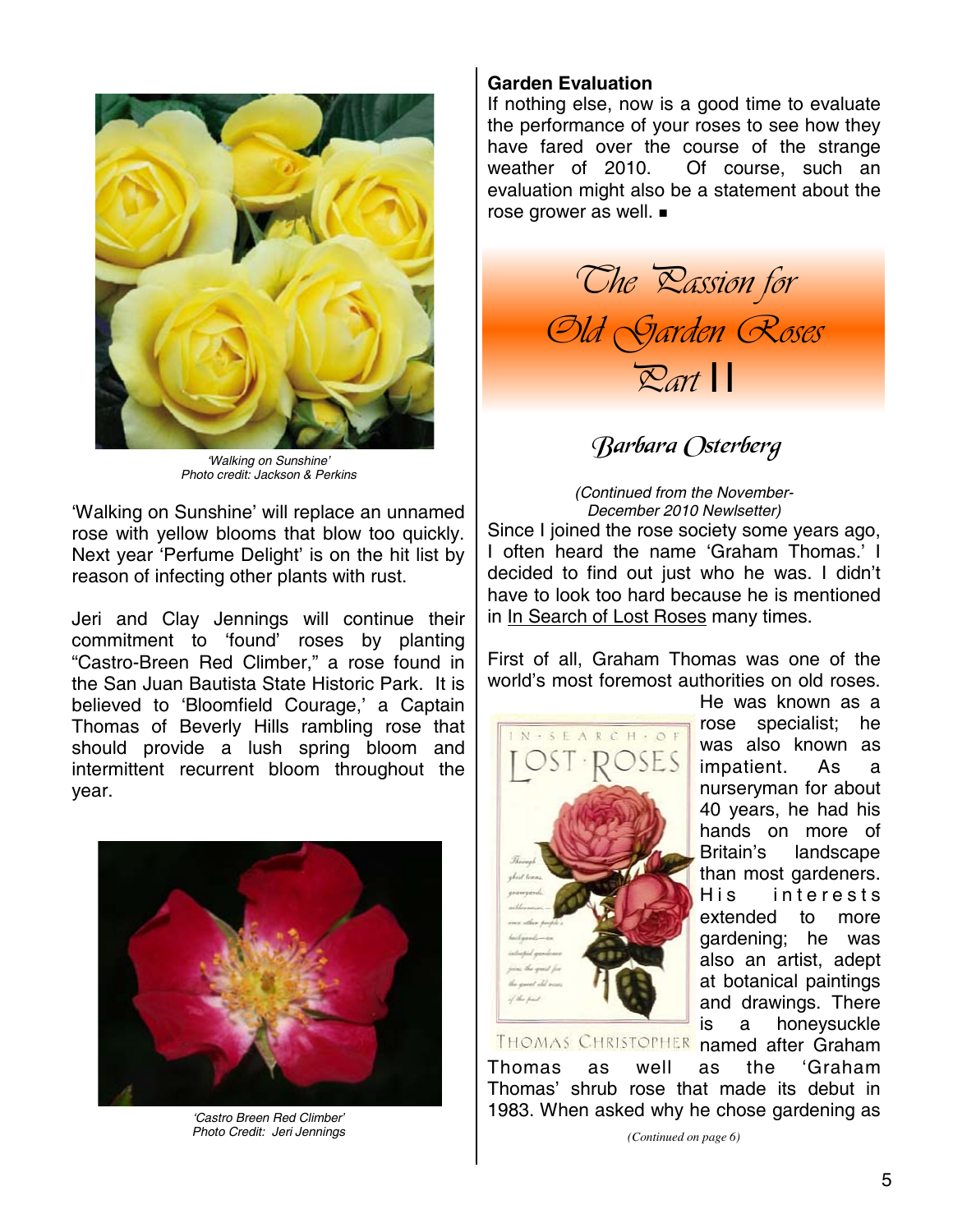'Walking on Sunshine'
Photo credit: Jackson & Perkins

'Walking on Sunshine' will replace an unnamed rose with yellow blooms that blow too quickly. Next year 'Perfume Delight' is on the hit list by reason of infecting other plants with rust.

Jeri and Clay Jennings will continue their commitment to 'found' roses by planting "Castro-Breen Red Climber," a rose found in the San Juan Bautista State Historic Park. It is believed to 'Bloomfield Courage,' a Captain Thomas of Beverly Hills rambling rose that should provide a lush spring bloom and intermittent recurrent bloom throughout the year.

'Castro Breen Red Climber'
Photo Credit: Jeri Jennings

**Garden Evaluation**

If nothing else, now is a good time to evaluate the performance of your roses to see how they have fared over the course of the strange weather of 2010. Of course, such an evaluation might also be a statement about the rose grower as well. ■

# The Passion for Old Garden Roses Part II

*Barbara Osterberg*

*(Continued from the November-December 2010 Newsletter)*

Since I joined the rose society some years ago, I often heard the name 'Graham Thomas.' I decided to find out just who he was. I didn't have to look too hard because he is mentioned in In Search of Lost Roses many times.

First of all, Graham Thomas was one of the world's most foremost authorities on old roses. He was known as a rose specialist; he was also known as impatient. As a nurseryman for about 40 years, he had his hands on more of Britain's landscape than most gardeners. His interests extended to more gardening; he was also an artist, adept at botanical paintings and drawings. There is a honeysuckle named after Graham Thomas as well as the 'Graham Thomas' shrub rose that made its debut in 1983. When asked why he chose gardening as

*(Continued on page 6)*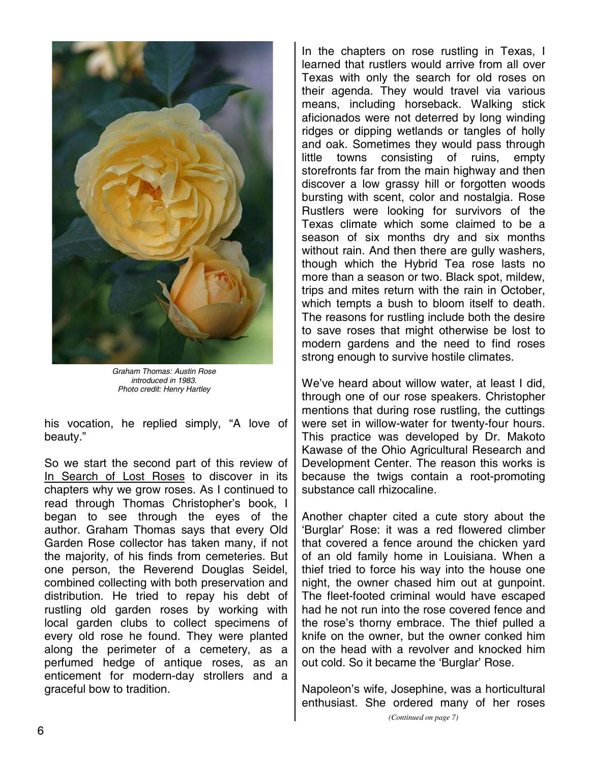Graham Thomas: Austin Rose introduced in 1983.
Photo credit: Henry Hartley

his vocation, he replied simply, "A love of beauty."

So we start the second part of this review of In Search of Lost Roses to discover in its chapters why we grow roses. As I continued to read through Thomas Christopher's book, I began to see through the eyes of the author. Graham Thomas says that every Old Garden Rose collector has taken many, if not the majority, of his finds from cemeteries. But one person, the Reverend Douglas Seidel, combined collecting with both preservation and distribution. He tried to repay his debt of rustling old garden roses by working with local garden clubs to collect specimens of every old rose he found. They were planted along the perimeter of a cemetery, as a perfumed hedge of antique roses, as an enticement for modern-day strollers and a graceful bow to tradition.

In the chapters on rose rustling in Texas, I learned that rustlers would arrive from all over Texas with only the search for old roses on their agenda. They would travel via various means, including horseback. Walking stick aficionados were not deterred by long winding ridges or dipping wetlands or tangles of holly and oak. Sometimes they would pass through little towns consisting of ruins, empty storefronts far from the main highway and then discover a low grassy hill or forgotten woods bursting with scent, color and nostalgia. Rose Rustlers were looking for survivors of the Texas climate which some claimed to be a season of six months dry and six months without rain. And then there are gully washers, though which the Hybrid Tea rose lasts no more than a season or two. Black spot, mildew, trips and mites return with the rain in October, which tempts a bush to bloom itself to death. The reasons for rustling include both the desire to save roses that might otherwise be lost to modern gardens and the need to find roses strong enough to survive hostile climates.

We've heard about willow water, at least I did, through one of our rose speakers. Christopher mentions that during rose rustling, the cuttings were set in willow-water for twenty-four hours. This practice was developed by Dr. Makoto Kawase of the Ohio Agricultural Research and Development Center. The reason this works is because the twigs contain a root-promoting substance call rhizocaline.

Another chapter cited a cute story about the 'Burglar' Rose: it was a red flowered climber that covered a fence around the chicken yard of an old family home in Louisiana. When a thief tried to force his way into the house one night, the owner chased him out at gunpoint. The fleet-footed criminal would have escaped had he not run into the rose covered fence and the rose's thorny embrace. The thief pulled a knife on the owner, but the owner conked him on the head with a revolver and knocked him out cold. So it became the 'Burglar' Rose.

Napoleon's wife, Josephine, was a horticultural enthusiast. She ordered many of her roses

*(Continued on page 7)*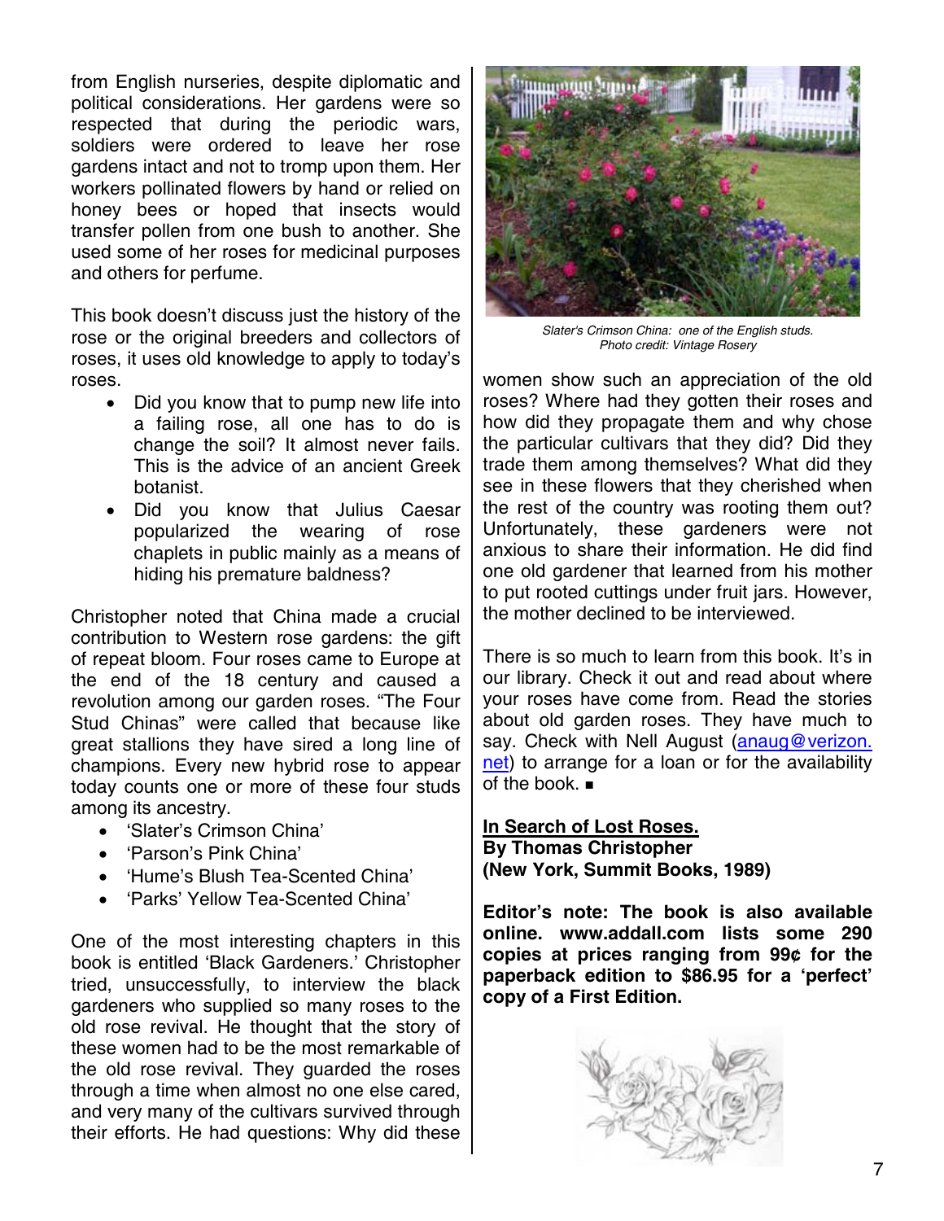from English nurseries, despite diplomatic and political considerations. Her gardens were so respected that during the periodic wars, soldiers were ordered to leave her rose gardens intact and not to tromp upon them. Her workers pollinated flowers by hand or relied on honey bees or hoped that insects would transfer pollen from one bush to another. She used some of her roses for medicinal purposes and others for perfume.

This book doesn't discuss just the history of the rose or the original breeders and collectors of roses, it uses old knowledge to apply to today's roses.

- Did you know that to pump new life into a failing rose, all one has to do is change the soil? It almost never fails. This is the advice of an ancient Greek botanist.
- Did you know that Julius Caesar popularized the wearing of rose chaplets in public mainly as a means of hiding his premature baldness?

Christopher noted that China made a crucial contribution to Western rose gardens: the gift of repeat bloom. Four roses came to Europe at the end of the 18 century and caused a revolution among our garden roses. "The Four Stud Chinas" were called that because like great stallions they have sired a long line of champions. Every new hybrid rose to appear today counts one or more of these four studs among its ancestry.

- 'Slater's Crimson China'
- 'Parson's Pink China'
- 'Hume's Blush Tea-Scented China'
- 'Parks' Yellow Tea-Scented China'

One of the most interesting chapters in this book is entitled 'Black Gardeners.' Christopher tried, unsuccessfully, to interview the black gardeners who supplied so many roses to the old rose revival. He thought that the story of these women had to be the most remarkable of the old rose revival. They guarded the roses through a time when almost no one else cared, and very many of the cultivars survived through their efforts. He had questions: Why did these women show such an appreciation of the old roses? Where had they gotten their roses and how did they propagate them and why chose the particular cultivars that they did? Did they trade them among themselves? What did they see in these flowers that they cherished when the rest of the country was rooting them out? Unfortunately, these gardeners were not anxious to share their information. He did find one old gardener that learned from his mother to put rooted cuttings under fruit jars. However, the mother declined to be interviewed.

*Slater's Crimson China: one of the English studs.*
*Photo credit: Vintage Rosery*

There is so much to learn from this book. It's in our library. Check it out and read about where your roses have come from. Read the stories about old garden roses. They have much to say. Check with Nell August (anaug@verizon.net) to arrange for a loan or for the availability of the book. ■

**In Search of Lost Roses.**
**By Thomas Christopher**
**(New York, Summit Books, 1989)**

**Editor's note: The book is also available online. www.addall.com lists some 290 copies at prices ranging from 99¢ for the paperback edition to $86.95 for a 'perfect' copy of a First Edition.**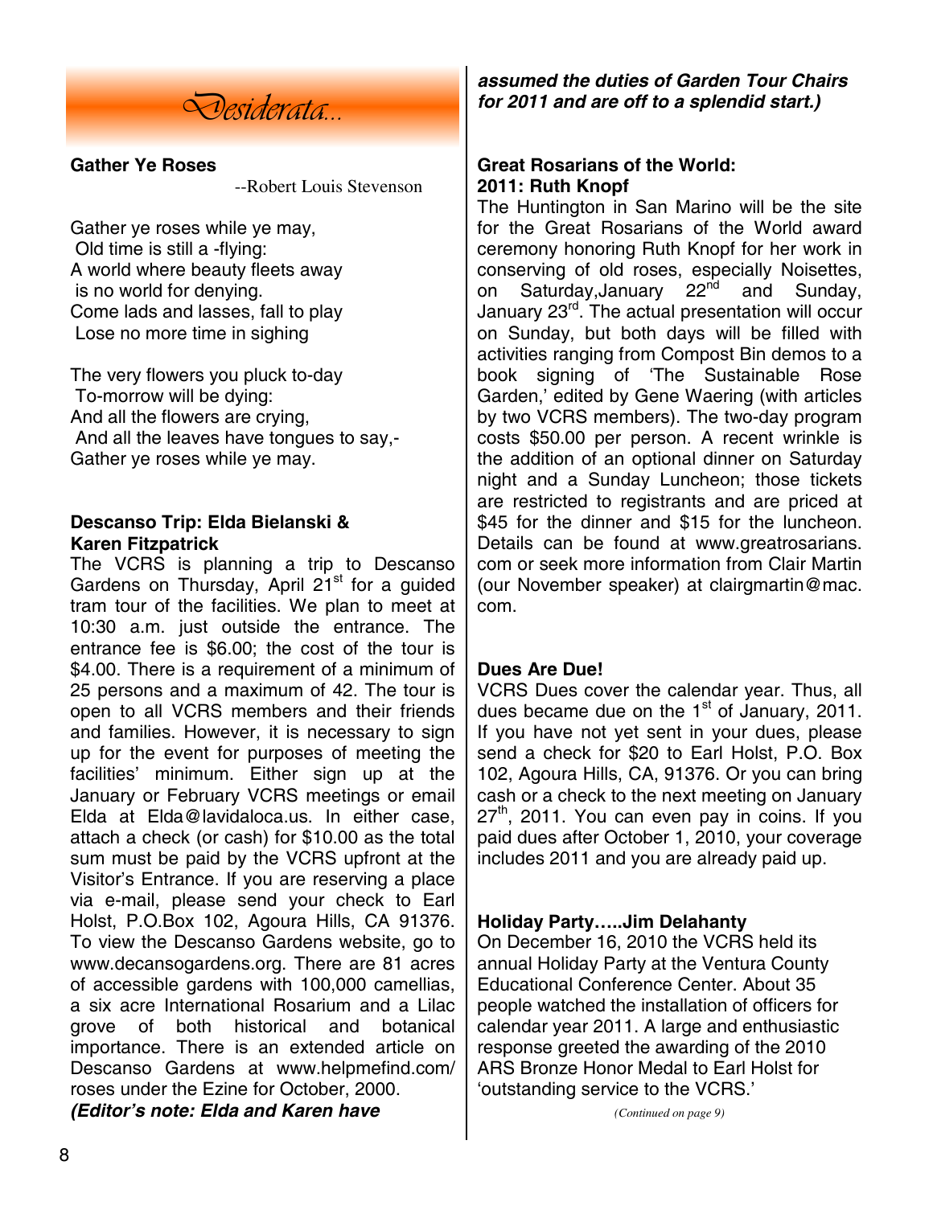# *Desiderata...*

**Gather Ye Roses**

--Robert Louis Stevenson

Gather ye roses while ye may,
Old time is still a -flying:
A world where beauty fleets away
is no world for denying.
Come lads and lasses, fall to play
Lose no more time in sighing

The very flowers you pluck to-day
To-morrow will be dying:
And all the flowers are crying,
And all the leaves have tongues to say,-
Gather ye roses while ye may.

**Descanso Trip: Elda Bielanski & Karen Fitzpatrick**

The VCRS is planning a trip to Descanso Gardens on Thursday, April 21st for a guided tram tour of the facilities. We plan to meet at 10:30 a.m. just outside the entrance. The entrance fee is $6.00; the cost of the tour is $4.00. There is a requirement of a minimum of 25 persons and a maximum of 42. The tour is open to all VCRS members and their friends and families. However, it is necessary to sign up for the event for purposes of meeting the facilities' minimum. Either sign up at the January or February VCRS meetings or email Elda at Elda@lavidaloca.us. In either case, attach a check (or cash) for $10.00 as the total sum must be paid by the VCRS upfront at the Visitor's Entrance. If you are reserving a place via e-mail, please send your check to Earl Holst, P.O.Box 102, Agoura Hills, CA 91376. To view the Descanso Gardens website, go to www.decansogardens.org. There are 81 acres of accessible gardens with 100,000 camellias, a six acre International Rosarium and a Lilac grove of both historical and botanical importance. There is an extended article on Descanso Gardens at www.helpmefind.com/roses under the Ezine for October, 2000.

***(Editor's note: Elda and Karen have assumed the duties of Garden Tour Chairs for 2011 and are off to a splendid start.)***

**Great Rosarians of the World: 2011: Ruth Knopf**

The Huntington in San Marino will be the site for the Great Rosarians of the World award ceremony honoring Ruth Knopf for her work in conserving of old roses, especially Noisettes, on Saturday,January 22nd and Sunday, January 23rd. The actual presentation will occur on Sunday, but both days will be filled with activities ranging from Compost Bin demos to a book signing of 'The Sustainable Rose Garden,' edited by Gene Waering (with articles by two VCRS members). The two-day program costs $50.00 per person. A recent wrinkle is the addition of an optional dinner on Saturday night and a Sunday Luncheon; those tickets are restricted to registrants and are priced at $45 for the dinner and $15 for the luncheon. Details can be found at www.greatrosarians.com or seek more information from Clair Martin (our November speaker) at clairgmartin@mac.com.

**Dues Are Due!**

VCRS Dues cover the calendar year. Thus, all dues became due on the 1st of January, 2011. If you have not yet sent in your dues, please send a check for $20 to Earl Holst, P.O. Box 102, Agoura Hills, CA, 91376. Or you can bring cash or a check to the next meeting on January 27th, 2011. You can even pay in coins. If you paid dues after October 1, 2010, your coverage includes 2011 and you are already paid up.

**Holiday Party…..Jim Delahanty**

On December 16, 2010 the VCRS held its annual Holiday Party at the Ventura County Educational Conference Center. About 35 people watched the installation of officers for calendar year 2011. A large and enthusiastic response greeted the awarding of the 2010 ARS Bronze Honor Medal to Earl Holst for 'outstanding service to the VCRS.'

*(Continued on page 9)*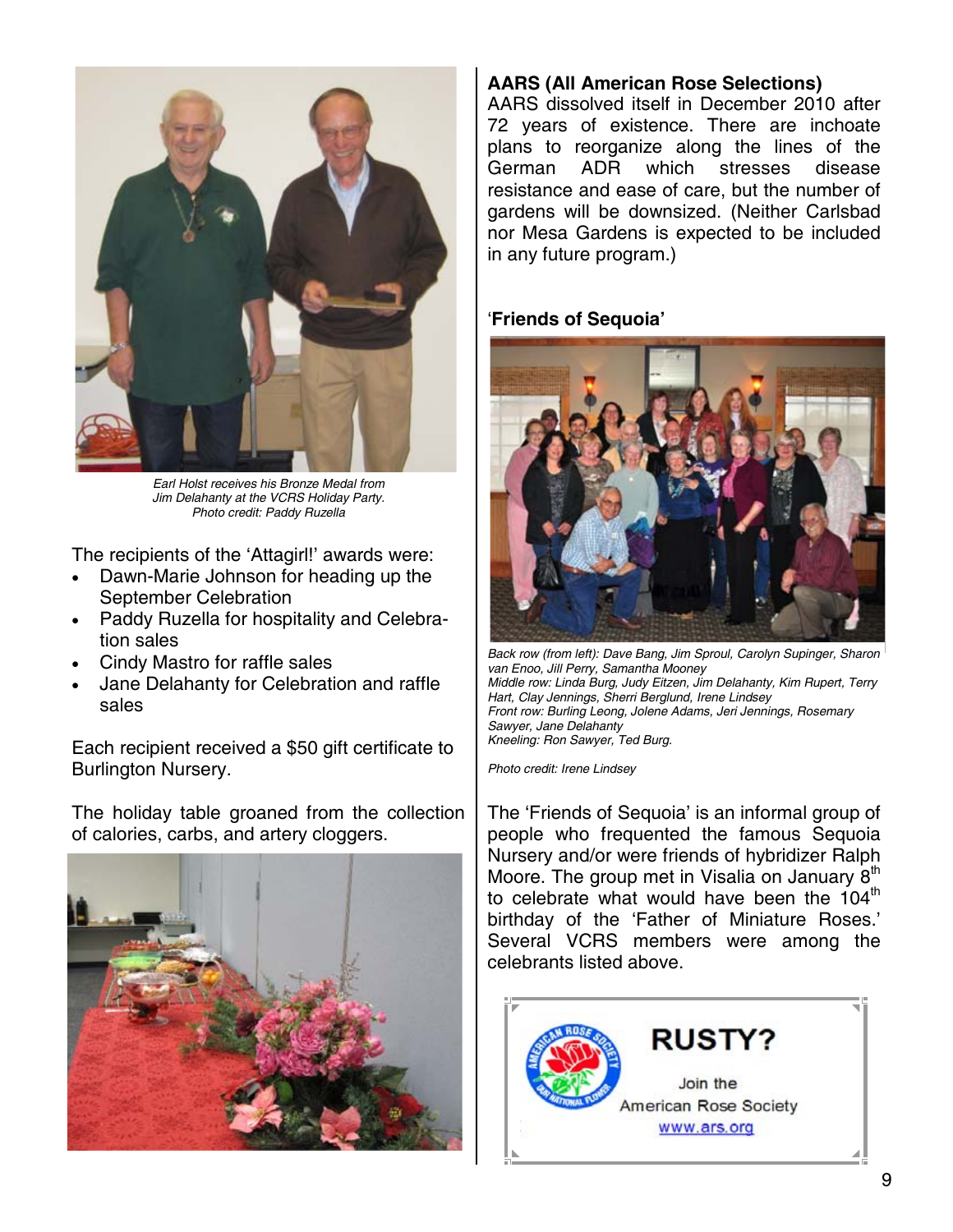Earl Holst receives his Bronze Medal from Jim Delahanty at the VCRS Holiday Party. Photo credit: Paddy Ruzella

The recipients of the 'Attagirl!' awards were:

- Dawn-Marie Johnson for heading up the September Celebration
- Paddy Ruzella for hospitality and Celebration sales
- Cindy Mastro for raffle sales
- Jane Delahanty for Celebration and raffle sales

Each recipient received a $50 gift certificate to Burlington Nursery.

The holiday table groaned from the collection of calories, carbs, and artery cloggers.

### AARS (All American Rose Selections)

AARS dissolved itself in December 2010 after 72 years of existence. There are inchoate plans to reorganize along the lines of the German ADR which stresses disease resistance and ease of care, but the number of gardens will be downsized. (Neither Carlsbad nor Mesa Gardens is expected to be included in any future program.)

### 'Friends of Sequoia'

*Back row (from left): Dave Bang, Jim Sproul, Carolyn Supinger, Sharon van Enoo, Jill Perry, Samantha Mooney*
*Middle row: Linda Burg, Judy Eitzen, Jim Delahanty, Kim Rupert, Terry Hart, Clay Jennings, Sherri Berglund, Irene Lindsey*
*Front row: Burling Leong, Jolene Adams, Jeri Jennings, Rosemary Sawyer, Jane Delahanty*
*Kneeling: Ron Sawyer, Ted Burg.*

*Photo credit: Irene Lindsey*

The 'Friends of Sequoia' is an informal group of people who frequented the famous Sequoia Nursery and/or were friends of hybridizer Ralph Moore. The group met in Visalia on January 8th to celebrate what would have been the 104th birthday of the 'Father of Miniature Roses.' Several VCRS members were among the celebrants listed above.

**RUSTY?**

Join the American Rose Society
www.ars.org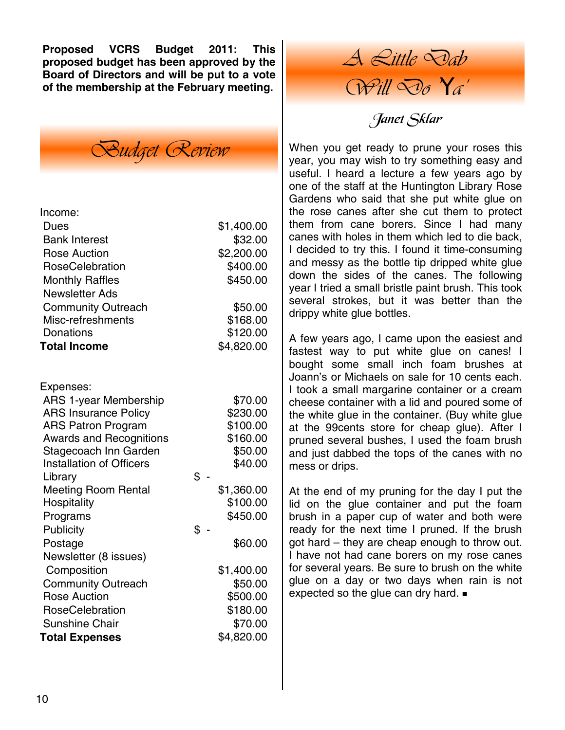**Proposed VCRS Budget 2011: This proposed budget has been approved by the Board of Directors and will be put to a vote of the membership at the February meeting.**

## Budget Review

| Income: | |
|---|---|
| Dues | $1,400.00 |
| Bank Interest | $32.00 |
| Rose Auction | $2,200.00 |
| RoseCelebration | $400.00 |
| Monthly Raffles | $450.00 |
| Newsletter Ads | |
| Community Outreach | $50.00 |
| Misc-refreshments | $168.00 |
| Donations | $120.00 |
| **Total Income** | $4,820.00 |

| Expenses: | |
|---|---|
| ARS 1-year Membership | $70.00 |
| ARS Insurance Policy | $230.00 |
| ARS Patron Program | $100.00 |
| Awards and Recognitions | $160.00 |
| Stagecoach Inn Garden | $50.00 |
| Installation of Officers | $40.00 |
| Library | $ - |
| Meeting Room Rental | $1,360.00 |
| Hospitality | $100.00 |
| Programs | $450.00 |
| Publicity | $ - |
| Postage | $60.00 |
| Newsletter (8 issues) | |
| Composition | $1,400.00 |
| Community Outreach | $50.00 |
| Rose Auction | $500.00 |
| RoseCelebration | $180.00 |
| Sunshine Chair | $70.00 |
| **Total Expenses** | $4,820.00 |

## A Little Dab Will Do Ya'

*Janet Sklar*

When you get ready to prune your roses this year, you may wish to try something easy and useful. I heard a lecture a few years ago by one of the staff at the Huntington Library Rose Gardens who said that she put white glue on the rose canes after she cut them to protect them from cane borers. Since I had many canes with holes in them which led to die back, I decided to try this. I found it time-consuming and messy as the bottle tip dripped white glue down the sides of the canes. The following year I tried a small bristle paint brush. This took several strokes, but it was better than the drippy white glue bottles.

A few years ago, I came upon the easiest and fastest way to put white glue on canes! I bought some small inch foam brushes at Joann's or Michaels on sale for 10 cents each. I took a small margarine container or a cream cheese container with a lid and poured some of the white glue in the container. (Buy white glue at the 99cents store for cheap glue). After I pruned several bushes, I used the foam brush and just dabbed the tops of the canes with no mess or drips.

At the end of my pruning for the day I put the lid on the glue container and put the foam brush in a paper cup of water and both were ready for the next time I pruned. If the brush got hard – they are cheap enough to throw out. I have not had cane borers on my rose canes for several years. Be sure to brush on the white glue on a day or two days when rain is not expected so the glue can dry hard. ■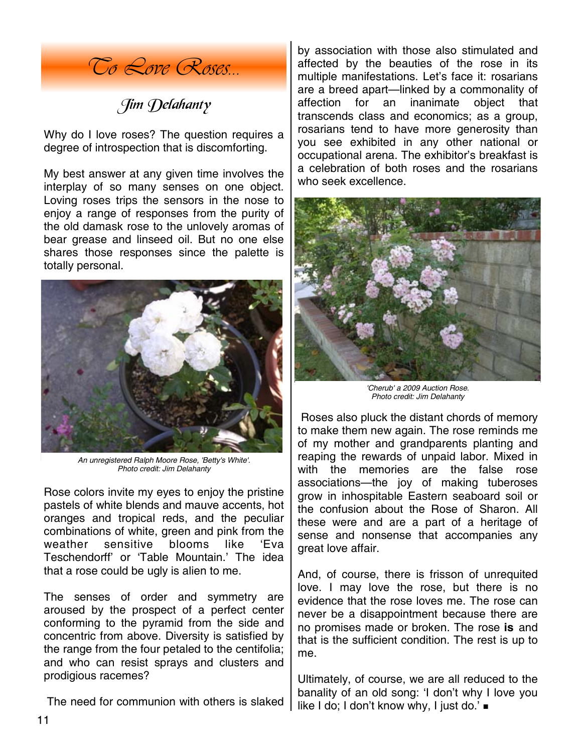# To Love Roses...

*Jim Delahanty*

Why do I love roses? The question requires a degree of introspection that is discomforting.

My best answer at any given time involves the interplay of so many senses on one object. Loving roses trips the sensors in the nose to enjoy a range of responses from the purity of the old damask rose to the unlovely aromas of bear grease and linseed oil. But no one else shares those responses since the palette is totally personal.

*An unregistered Ralph Moore Rose, 'Betty's White'. Photo credit: Jim Delahanty*

Rose colors invite my eyes to enjoy the pristine pastels of white blends and mauve accents, hot oranges and tropical reds, and the peculiar combinations of white, green and pink from the weather sensitive blooms like 'Eva Teschendorff' or 'Table Mountain.' The idea that a rose could be ugly is alien to me.

The senses of order and symmetry are aroused by the prospect of a perfect center conforming to the pyramid from the side and concentric from above. Diversity is satisfied by the range from the four petaled to the centifolia; and who can resist sprays and clusters and prodigious racemes?

The need for communion with others is slaked by association with those also stimulated and affected by the beauties of the rose in its multiple manifestations. Let's face it: rosarians are a breed apart—linked by a commonality of affection for an inanimate object that transcends class and economics; as a group, rosarians tend to have more generosity than you see exhibited in any other national or occupational arena. The exhibitor's breakfast is a celebration of both roses and the rosarians who seek excellence.

*'Cherub' a 2009 Auction Rose. Photo credit: Jim Delahanty*

Roses also pluck the distant chords of memory to make them new again. The rose reminds me of my mother and grandparents planting and reaping the rewards of unpaid labor. Mixed in with the memories are the false rose associations—the joy of making tuberoses grow in inhospitable Eastern seaboard soil or the confusion about the Rose of Sharon. All these were and are a part of a heritage of sense and nonsense that accompanies any great love affair.

And, of course, there is frisson of unrequited love. I may love the rose, but there is no evidence that the rose loves me. The rose can never be a disappointment because there are no promises made or broken. The rose **is** and that is the sufficient condition. The rest is up to me.

Ultimately, of course, we are all reduced to the banality of an old song: 'I don't why I love you like I do; I don't know why, I just do.' ■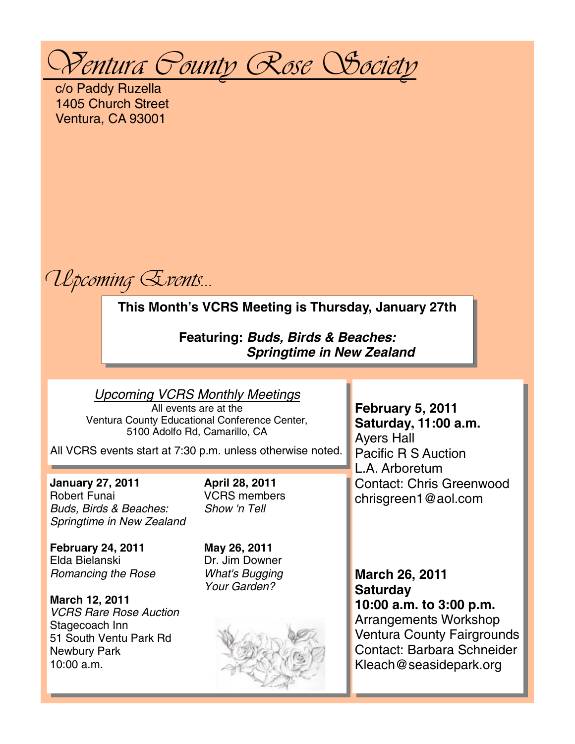# Ventura County Rose Society

c/o Paddy Ruzella
1405 Church Street
Ventura, CA 93001

## Upcoming Events...

**This Month's VCRS Meeting is Thursday, January 27th**

**Featuring: *Buds, Birds & Beaches: Springtime in New Zealand***

### *Upcoming VCRS Monthly Meetings*

All events are at the
Ventura County Educational Conference Center,
5100 Adolfo Rd, Camarillo, CA

All VCRS events start at 7:30 p.m. unless otherwise noted.

**January 27, 2011**
Robert Funai
*Buds, Birds & Beaches: Springtime in New Zealand*

**February 24, 2011**
Elda Bielanski
*Romancing the Rose*

**March 12, 2011**
*VCRS Rare Rose Auction*
Stagecoach Inn
51 South Ventu Park Rd
Newbury Park
10:00 a.m.

**April 28, 2011**
VCRS members
*Show 'n Tell*

**May 26, 2011**
Dr. Jim Downer
*What's Bugging Your Garden?*

**February 5, 2011**
**Saturday, 11:00 a.m.**
Ayers Hall
Pacific R S Auction
L.A. Arboretum
Contact: Chris Greenwood
chrisgreen1@aol.com

**March 26, 2011**
**Saturday**
**10:00 a.m. to 3:00 p.m.**
Arrangements Workshop
Ventura County Fairgrounds
Contact: Barbara Schneider
Kleach@seasidepark.org